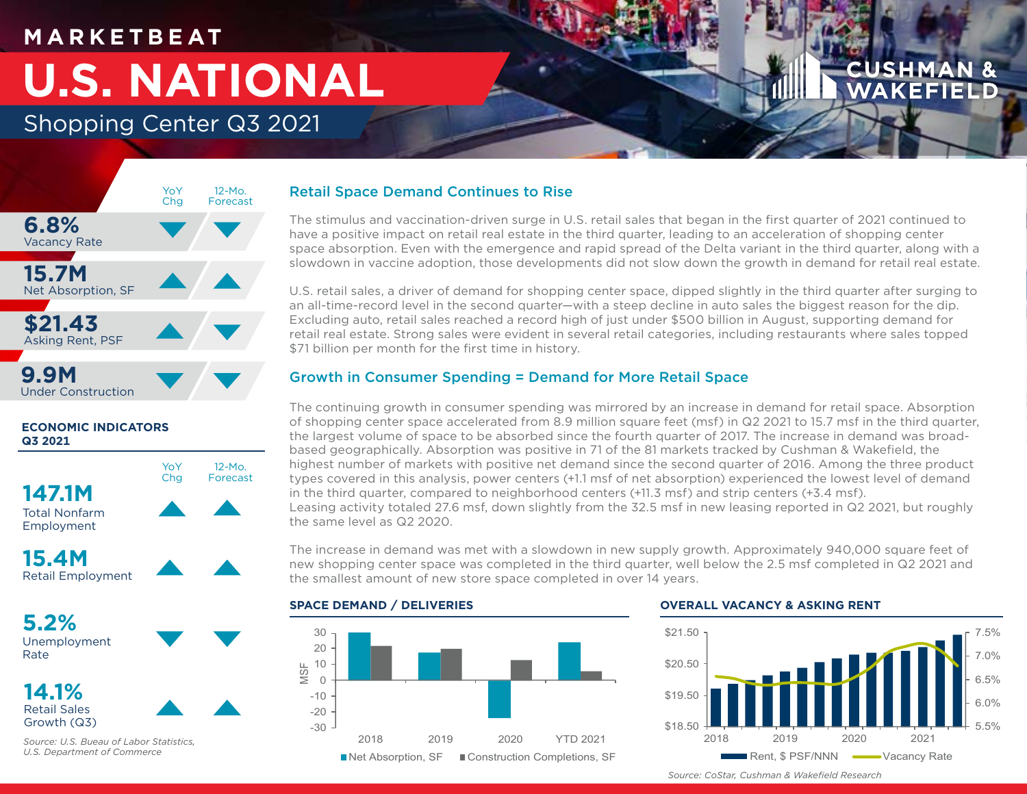# MARKETBEAT

# U.S. NATIONAL

## Shopping Center Q3 2021

| | YoY Chg | 12-Mo. Forecast |
|---|---|---|
| **6.8%** Vacancy Rate | ▼ | ▼ |
| **15.7M** Net Absorption, SF | ▲ | ▲ |
| **$21.43** Asking Rent, PSF | ▲ | ▼ |
| **9.9M** Under Construction | ▼ | ▼ |

### ECONOMIC INDICATORS Q3 2021

| | YoY Chg | 12-Mo. Forecast |
|---|---|---|
| **147.1M** Total Nonfarm Employment | ▲ | ▲ |
| **15.4M** Retail Employment | ▲ | ▲ |
| **5.2%** Unemployment Rate | ▼ | ▼ |
| **14.1%** Retail Sales Growth (Q3) | ▲ | ▲ |

*Source: U.S. Bueau of Labor Statistics, U.S. Department of Commerce*

### Retail Space Demand Continues to Rise

The stimulus and vaccination-driven surge in U.S. retail sales that began in the first quarter of 2021 continued to have a positive impact on retail real estate in the third quarter, leading to an acceleration of shopping center space absorption. Even with the emergence and rapid spread of the Delta variant in the third quarter, along with a slowdown in vaccine adoption, those developments did not slow down the growth in demand for retail real estate.

U.S. retail sales, a driver of demand for shopping center space, dipped slightly in the third quarter after surging to an all-time-record level in the second quarter—with a steep decline in auto sales the biggest reason for the dip. Excluding auto, retail sales reached a record high of just under $500 billion in August, supporting demand for retail real estate. Strong sales were evident in several retail categories, including restaurants where sales topped $71 billion per month for the first time in history.

### Growth in Consumer Spending = Demand for More Retail Space

The continuing growth in consumer spending was mirrored by an increase in demand for retail space. Absorption of shopping center space accelerated from 8.9 million square feet (msf) in Q2 2021 to 15.7 msf in the third quarter, the largest volume of space to be absorbed since the fourth quarter of 2017. The increase in demand was broad-based geographically. Absorption was positive in 71 of the 81 markets tracked by Cushman & Wakefield, the highest number of markets with positive net demand since the second quarter of 2016. Among the three product types covered in this analysis, power centers (+1.1 msf of net absorption) experienced the lowest level of demand in the third quarter, compared to neighborhood centers (+11.3 msf) and strip centers (+3.4 msf).
Leasing activity totaled 27.6 msf, down slightly from the 32.5 msf in new leasing reported in Q2 2021, but roughly the same level as Q2 2020.

The increase in demand was met with a slowdown in new supply growth. Approximately 940,000 square feet of new shopping center space was completed in the third quarter, well below the 2.5 msf completed in Q2 2021 and the smallest amount of new store space completed in over 14 years.

### SPACE DEMAND / DELIVERIES

MSF axis: -30 to 30. Categories: 2018, 2019, 2020, YTD 2021. Legend: Net Absorption, SF; Construction Completions, SF

### OVERALL VACANCY & ASKING RENT

Left axis: $18.50 – $21.50; right axis: 5.5% – 7.5%. Years: 2018, 2019, 2020, 2021. Legend: Rent, $ PSF/NNN; Vacancy Rate

*Source: CoStar, Cushman & Wakefield Research*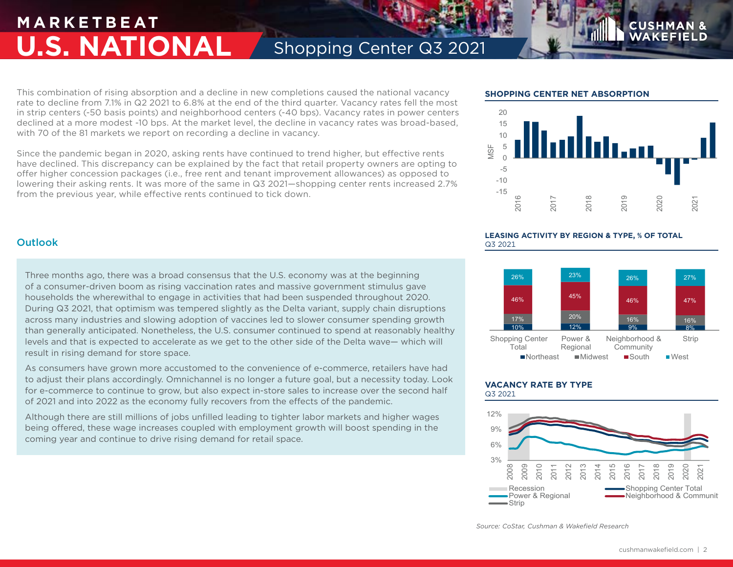This combination of rising absorption and a decline in new completions caused the national vacancy rate to decline from 7.1% in Q2 2021 to 6.8% at the end of the third quarter. Vacancy rates fell the most in strip centers (-50 basis points) and neighborhood centers (-40 bps). Vacancy rates in power centers declined at a more modest -10 bps. At the market level, the decline in vacancy rates was broad-based, with 70 of the 81 markets we report on recording a decline in vacancy.

Since the pandemic began in 2020, asking rents have continued to trend higher, but effective rents have declined. This discrepancy can be explained by the fact that retail property owners are opting to offer higher concession packages (i.e., free rent and tenant improvement allowances) as opposed to lowering their asking rents. It was more of the same in Q3 2021—shopping center rents increased 2.7% from the previous year, while effective rents continued to tick down.

## Outlook

Three months ago, there was a broad consensus that the U.S. economy was at the beginning of a consumer-driven boom as rising vaccination rates and massive government stimulus gave households the wherewithal to engage in activities that had been suspended throughout 2020. During Q3 2021, that optimism was tempered slightly as the Delta variant, supply chain disruptions across many industries and slowing adoption of vaccines led to slower consumer spending growth than generally anticipated. Nonetheless, the U.S. consumer continued to spend at reasonably healthy levels and that is expected to accelerate as we get to the other side of the Delta wave— which will result in rising demand for store space.

As consumers have grown more accustomed to the convenience of e-commerce, retailers have had to adjust their plans accordingly. Omnichannel is no longer a future goal, but a necessity today. Look for e-commerce to continue to grow, but also expect in-store sales to increase over the second half of 2021 and into 2022 as the economy fully recovers from the effects of the pandemic.

Although there are still millions of jobs unfilled leading to tighter labor markets and higher wages being offered, these wage increases coupled with employment growth will boost spending in the coming year and continue to drive rising demand for retail space.

### SHOPPING CENTER NET ABSORPTION

### LEASING ACTIVITY BY REGION & TYPE, % OF TOTAL
Q3 2021

| | Shopping Center Total | Power & Regional | Neighborhood & Community | Strip |
|---|---|---|---|---|
| Northeast | 10% | 12% | 9% | 8% |
| Midwest | 17% | 20% | 16% | 16% |
| South | 46% | 45% | 46% | 47% |
| West | 26% | 23% | 26% | 27% |

### VACANCY RATE BY TYPE
Q3 2021

*Source: CoStar, Cushman & Wakefield Research*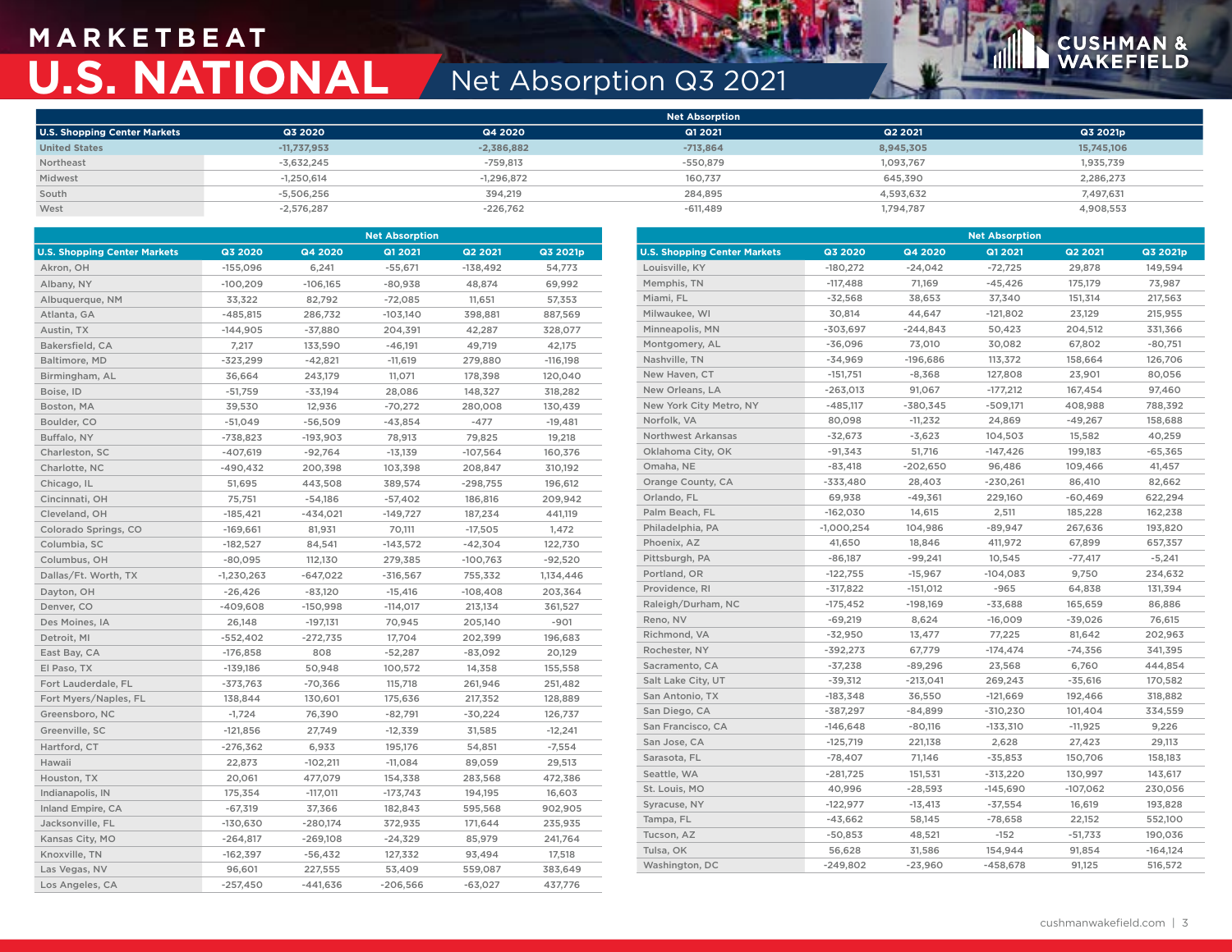# MARKETBEAT

# U.S. NATIONAL

## Net Absorption Q3 2021

| U.S. Shopping Center Markets | Net Absorption | | | | |
|---|---|---|---|---|---|
| | Q3 2020 | Q4 2020 | Q1 2021 | Q2 2021 | Q3 2021p |
| **United States** | **-11,737,953** | **-2,386,882** | **-713,864** | **8,945,305** | **15,745,106** |
| Northeast | -3,632,245 | -759,813 | -550,879 | 1,093,767 | 1,935,739 |
| Midwest | -1,250,614 | -1,296,872 | 160,737 | 645,390 | 2,286,273 |
| South | -5,506,256 | 394,219 | 284,895 | 4,593,632 | 7,497,631 |
| West | -2,576,287 | -226,762 | -611,489 | 1,794,787 | 4,908,553 |

| U.S. Shopping Center Markets | Net Absorption | | | | |
|---|---|---|---|---|---|
| | Q3 2020 | Q4 2020 | Q1 2021 | Q2 2021 | Q3 2021p |
| Akron, OH | -155,096 | 6,241 | -55,671 | -138,492 | 54,773 |
| Albany, NY | -100,209 | -106,165 | -80,938 | 48,874 | 69,992 |
| Albuquerque, NM | 33,322 | 82,792 | -72,085 | 11,651 | 57,353 |
| Atlanta, GA | -485,815 | 286,732 | -103,140 | 398,881 | 887,569 |
| Austin, TX | -144,905 | -37,880 | 204,391 | 42,287 | 328,077 |
| Bakersfield, CA | 7,217 | 133,590 | -46,191 | 49,719 | 42,175 |
| Baltimore, MD | -323,299 | -42,821 | -11,619 | 279,880 | -116,198 |
| Birmingham, AL | 36,664 | 243,179 | 11,071 | 178,398 | 120,040 |
| Boise, ID | -51,759 | -33,194 | 28,086 | 148,327 | 318,282 |
| Boston, MA | 39,530 | 12,936 | -70,272 | 280,008 | 130,439 |
| Boulder, CO | -51,049 | -56,509 | -43,854 | -477 | -19,481 |
| Buffalo, NY | -738,823 | -193,903 | 78,913 | 79,825 | 19,218 |
| Charleston, SC | -407,619 | -92,764 | -13,139 | -107,564 | 160,376 |
| Charlotte, NC | -490,432 | 200,398 | 103,398 | 208,847 | 310,192 |
| Chicago, IL | 51,695 | 443,508 | 389,574 | -298,755 | 196,612 |
| Cincinnati, OH | 75,751 | -54,186 | -57,402 | 186,816 | 209,942 |
| Cleveland, OH | -185,421 | -434,021 | -149,727 | 187,234 | 441,119 |
| Colorado Springs, CO | -169,661 | 81,931 | 70,111 | -17,505 | 1,472 |
| Columbia, SC | -182,527 | 84,541 | -143,572 | -42,304 | 122,730 |
| Columbus, OH | -80,095 | 112,130 | 279,385 | -100,763 | -92,520 |
| Dallas/Ft. Worth, TX | -1,230,263 | -647,022 | -316,567 | 755,332 | 1,134,446 |
| Dayton, OH | -26,426 | -83,120 | -15,416 | -108,408 | 203,364 |
| Denver, CO | -409,608 | -150,998 | -114,017 | 213,134 | 361,527 |
| Des Moines, IA | 26,148 | -197,131 | 70,945 | 205,140 | -901 |
| Detroit, MI | -552,402 | -272,735 | 17,704 | 202,399 | 196,683 |
| East Bay, CA | -176,858 | 808 | -52,287 | -83,092 | 20,129 |
| El Paso, TX | -139,186 | 50,948 | 100,572 | 14,358 | 155,558 |
| Fort Lauderdale, FL | -373,763 | -70,366 | 115,718 | 261,946 | 251,482 |
| Fort Myers/Naples, FL | 138,844 | 130,601 | 175,636 | 217,352 | 128,889 |
| Greensboro, NC | -1,724 | 76,390 | -82,791 | -30,224 | 126,737 |
| Greenville, SC | -121,856 | 27,749 | -12,339 | 31,585 | -12,241 |
| Hartford, CT | -276,362 | 6,933 | 195,176 | 54,851 | -7,554 |
| Hawaii | 22,873 | -102,211 | -11,084 | 89,059 | 29,513 |
| Houston, TX | 20,061 | 477,079 | 154,338 | 283,568 | 472,386 |
| Indianapolis, IN | 175,354 | -117,011 | -173,743 | 194,195 | 16,603 |
| Inland Empire, CA | -67,319 | 37,366 | 182,843 | 595,568 | 902,905 |
| Jacksonville, FL | -130,630 | -280,174 | 372,935 | 171,644 | 235,935 |
| Kansas City, MO | -264,817 | -269,108 | -24,329 | 85,979 | 241,764 |
| Knoxville, TN | -162,397 | -56,432 | 127,332 | 93,494 | 17,518 |
| Las Vegas, NV | 96,601 | 227,555 | 53,409 | 559,087 | 383,649 |
| Los Angeles, CA | -257,450 | -441,636 | -206,566 | -63,027 | 437,776 |
| Louisville, KY | -180,272 | -24,042 | -72,725 | 29,878 | 149,594 |
| Memphis, TN | -117,488 | 71,169 | -45,426 | 175,179 | 73,987 |
| Miami, FL | -32,568 | 38,653 | 37,340 | 151,314 | 217,563 |
| Milwaukee, WI | 30,814 | 44,647 | -121,802 | 23,129 | 215,955 |
| Minneapolis, MN | -303,697 | -244,843 | 50,423 | 204,512 | 331,366 |
| Montgomery, AL | -36,096 | 73,010 | 30,082 | 67,802 | -80,751 |
| Nashville, TN | -34,969 | -196,686 | 113,372 | 158,664 | 126,706 |
| New Haven, CT | -151,751 | -8,368 | 127,808 | 23,901 | 80,056 |
| New Orleans, LA | -263,013 | 91,067 | -177,212 | 167,454 | 97,460 |
| New York City Metro, NY | -485,117 | -380,345 | -509,171 | 408,988 | 788,392 |
| Norfolk, VA | 80,098 | -11,232 | 24,869 | -49,267 | 158,688 |
| Northwest Arkansas | -32,673 | -3,623 | 104,503 | 15,582 | 40,259 |
| Oklahoma City, OK | -91,343 | 51,716 | -147,426 | 199,183 | -65,365 |
| Omaha, NE | -83,418 | -202,650 | 96,486 | 109,466 | 41,457 |
| Orange County, CA | -333,480 | 28,403 | -230,261 | 86,410 | 82,662 |
| Orlando, FL | 69,938 | -49,361 | 229,160 | -60,469 | 622,294 |
| Palm Beach, FL | -162,030 | 14,615 | 2,511 | 185,228 | 162,238 |
| Philadelphia, PA | -1,000,254 | 104,986 | -89,947 | 267,636 | 193,820 |
| Phoenix, AZ | 41,650 | 18,846 | 411,972 | 67,899 | 657,357 |
| Pittsburgh, PA | -86,187 | -99,241 | 10,545 | -77,417 | -5,241 |
| Portland, OR | -122,755 | -15,967 | -104,083 | 9,750 | 234,632 |
| Providence, RI | -317,822 | -151,012 | -965 | 64,838 | 131,394 |
| Raleigh/Durham, NC | -175,452 | -198,169 | -33,688 | 165,659 | 86,886 |
| Reno, NV | -69,219 | 8,624 | -16,009 | -39,026 | 76,615 |
| Richmond, VA | -32,950 | 13,477 | 77,225 | 81,642 | 202,963 |
| Rochester, NY | -392,273 | 67,779 | -174,474 | -74,356 | 341,395 |
| Sacramento, CA | -37,238 | -89,296 | 23,568 | 6,760 | 444,854 |
| Salt Lake City, UT | -39,312 | -213,041 | 269,243 | -35,616 | 170,582 |
| San Antonio, TX | -183,348 | 36,550 | -121,669 | 192,466 | 318,882 |
| San Diego, CA | -387,297 | -84,899 | -310,230 | 101,404 | 334,559 |
| San Francisco, CA | -146,648 | -80,116 | -133,310 | -11,925 | 9,226 |
| San Jose, CA | -125,719 | 221,138 | 2,628 | 27,423 | 29,113 |
| Sarasota, FL | -78,407 | 71,146 | -35,853 | 150,706 | 158,183 |
| Seattle, WA | -281,725 | 151,531 | -313,220 | 130,997 | 143,617 |
| St. Louis, MO | 40,996 | -28,593 | -145,690 | -107,062 | 230,056 |
| Syracuse, NY | -122,977 | -13,413 | -37,554 | 16,619 | 193,828 |
| Tampa, FL | -43,662 | 58,145 | -78,658 | 22,152 | 552,100 |
| Tucson, AZ | -50,853 | 48,521 | -152 | -51,733 | 190,036 |
| Tulsa, OK | 56,628 | 31,586 | 154,944 | 91,854 | -164,124 |
| Washington, DC | -249,802 | -23,960 | -458,678 | 91,125 | 516,572 |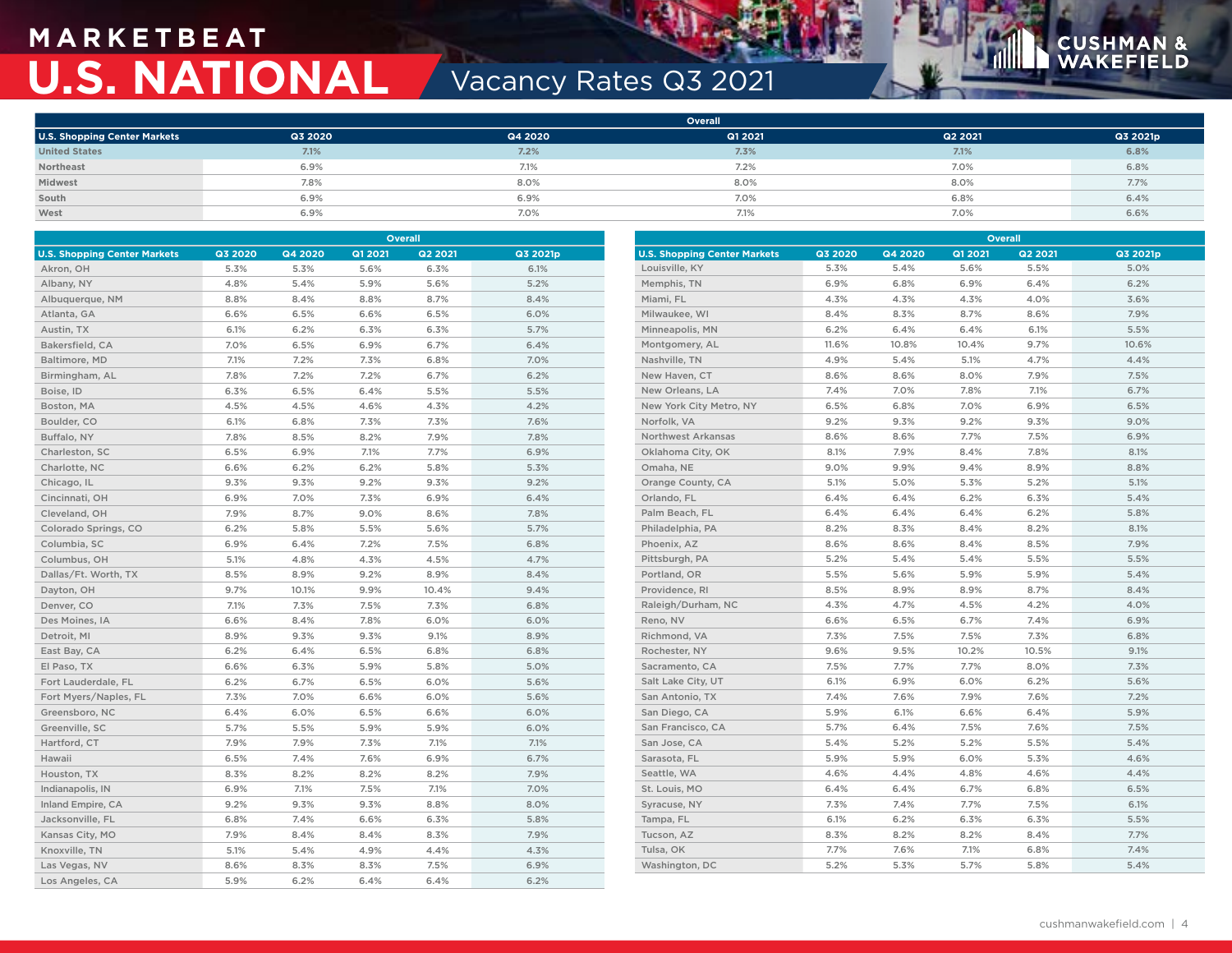# MARKETBEAT

# U.S. NATIONAL

## Vacancy Rates Q3 2021

| U.S. Shopping Center Markets | Overall | | | | |
|---|---|---|---|---|---|
| | Q3 2020 | Q4 2020 | Q1 2021 | Q2 2021 | Q3 2021p |
| United States | 7.1% | 7.2% | 7.3% | 7.1% | 6.8% |
| Northeast | 6.9% | 7.1% | 7.2% | 7.0% | 6.8% |
| Midwest | 7.8% | 8.0% | 8.0% | 8.0% | 7.7% |
| South | 6.9% | 6.9% | 7.0% | 6.8% | 6.4% |
| West | 6.9% | 7.0% | 7.1% | 7.0% | 6.6% |

| U.S. Shopping Center Markets | Overall | | | | |
|---|---|---|---|---|---|
| | Q3 2020 | Q4 2020 | Q1 2021 | Q2 2021 | Q3 2021p |
| Akron, OH | 5.3% | 5.3% | 5.6% | 6.3% | 6.1% |
| Albany, NY | 4.8% | 5.4% | 5.9% | 5.6% | 5.2% |
| Albuquerque, NM | 8.8% | 8.4% | 8.8% | 8.7% | 8.4% |
| Atlanta, GA | 6.6% | 6.5% | 6.6% | 6.5% | 6.0% |
| Austin, TX | 6.1% | 6.2% | 6.3% | 6.3% | 5.7% |
| Bakersfield, CA | 7.0% | 6.5% | 6.9% | 6.7% | 6.4% |
| Baltimore, MD | 7.1% | 7.2% | 7.3% | 6.8% | 7.0% |
| Birmingham, AL | 7.8% | 7.2% | 7.2% | 6.7% | 6.2% |
| Boise, ID | 6.3% | 6.5% | 6.4% | 5.5% | 5.5% |
| Boston, MA | 4.5% | 4.5% | 4.6% | 4.3% | 4.2% |
| Boulder, CO | 6.1% | 6.8% | 7.3% | 7.3% | 7.6% |
| Buffalo, NY | 7.8% | 8.5% | 8.2% | 7.9% | 7.8% |
| Charleston, SC | 6.5% | 6.9% | 7.1% | 7.7% | 6.9% |
| Charlotte, NC | 6.6% | 6.2% | 6.2% | 5.8% | 5.3% |
| Chicago, IL | 9.3% | 9.3% | 9.2% | 9.3% | 9.2% |
| Cincinnati, OH | 6.9% | 7.0% | 7.3% | 6.9% | 6.4% |
| Cleveland, OH | 7.9% | 8.7% | 9.0% | 8.6% | 7.8% |
| Colorado Springs, CO | 6.2% | 5.8% | 5.5% | 5.6% | 5.7% |
| Columbia, SC | 6.9% | 6.4% | 7.2% | 7.5% | 6.8% |
| Columbus, OH | 5.1% | 4.8% | 4.3% | 4.5% | 4.7% |
| Dallas/Ft. Worth, TX | 8.5% | 8.9% | 9.2% | 8.9% | 8.4% |
| Dayton, OH | 9.7% | 10.1% | 9.9% | 10.4% | 9.4% |
| Denver, CO | 7.1% | 7.3% | 7.5% | 7.3% | 6.8% |
| Des Moines, IA | 6.6% | 8.4% | 7.8% | 6.0% | 6.0% |
| Detroit, MI | 8.9% | 9.3% | 9.3% | 9.1% | 8.9% |
| East Bay, CA | 6.2% | 6.4% | 6.5% | 6.8% | 6.8% |
| El Paso, TX | 6.6% | 6.3% | 5.9% | 5.8% | 5.0% |
| Fort Lauderdale, FL | 6.2% | 6.7% | 6.5% | 6.0% | 5.6% |
| Fort Myers/Naples, FL | 7.3% | 7.0% | 6.6% | 6.0% | 5.6% |
| Greensboro, NC | 6.4% | 6.0% | 6.5% | 6.6% | 6.0% |
| Greenville, SC | 5.7% | 5.5% | 5.9% | 5.9% | 6.0% |
| Hartford, CT | 7.9% | 7.9% | 7.3% | 7.1% | 7.1% |
| Hawaii | 6.5% | 7.4% | 7.6% | 6.9% | 6.7% |
| Houston, TX | 8.3% | 8.2% | 8.2% | 8.2% | 7.9% |
| Indianapolis, IN | 6.9% | 7.1% | 7.5% | 7.1% | 7.0% |
| Inland Empire, CA | 9.2% | 9.3% | 9.3% | 8.8% | 8.0% |
| Jacksonville, FL | 6.8% | 7.4% | 6.6% | 6.3% | 5.8% |
| Kansas City, MO | 7.9% | 8.4% | 8.4% | 8.3% | 7.9% |
| Knoxville, TN | 5.1% | 5.4% | 4.9% | 4.4% | 4.3% |
| Las Vegas, NV | 8.6% | 8.3% | 8.3% | 7.5% | 6.9% |
| Los Angeles, CA | 5.9% | 6.2% | 6.4% | 6.4% | 6.2% |

| U.S. Shopping Center Markets | Overall | | | | |
|---|---|---|---|---|---|
| | Q3 2020 | Q4 2020 | Q1 2021 | Q2 2021 | Q3 2021p |
| Louisville, KY | 5.3% | 5.4% | 5.6% | 5.5% | 5.0% |
| Memphis, TN | 6.9% | 6.8% | 6.9% | 6.4% | 6.2% |
| Miami, FL | 4.3% | 4.3% | 4.3% | 4.0% | 3.6% |
| Milwaukee, WI | 8.4% | 8.3% | 8.7% | 8.6% | 7.9% |
| Minneapolis, MN | 6.2% | 6.4% | 6.4% | 6.1% | 5.5% |
| Montgomery, AL | 11.6% | 10.8% | 10.4% | 9.7% | 10.6% |
| Nashville, TN | 4.9% | 5.4% | 5.1% | 4.7% | 4.4% |
| New Haven, CT | 8.6% | 8.6% | 8.0% | 7.9% | 7.5% |
| New Orleans, LA | 7.4% | 7.0% | 7.8% | 7.1% | 6.7% |
| New York City Metro, NY | 6.5% | 6.8% | 7.0% | 6.9% | 6.5% |
| Norfolk, VA | 9.2% | 9.3% | 9.2% | 9.3% | 9.0% |
| Northwest Arkansas | 8.6% | 8.6% | 7.7% | 7.5% | 6.9% |
| Oklahoma City, OK | 8.1% | 7.9% | 8.4% | 7.8% | 8.1% |
| Omaha, NE | 9.0% | 9.9% | 9.4% | 8.9% | 8.8% |
| Orange County, CA | 5.1% | 5.0% | 5.3% | 5.2% | 5.1% |
| Orlando, FL | 6.4% | 6.4% | 6.2% | 6.3% | 5.4% |
| Palm Beach, FL | 6.4% | 6.4% | 6.4% | 6.2% | 5.8% |
| Philadelphia, PA | 8.2% | 8.3% | 8.4% | 8.2% | 8.1% |
| Phoenix, AZ | 8.6% | 8.6% | 8.4% | 8.5% | 7.9% |
| Pittsburgh, PA | 5.2% | 5.4% | 5.4% | 5.5% | 5.5% |
| Portland, OR | 5.5% | 5.6% | 5.9% | 5.9% | 5.4% |
| Providence, RI | 8.5% | 8.9% | 8.9% | 8.7% | 8.4% |
| Raleigh/Durham, NC | 4.3% | 4.7% | 4.5% | 4.2% | 4.0% |
| Reno, NV | 6.6% | 6.5% | 6.7% | 7.4% | 6.9% |
| Richmond, VA | 7.3% | 7.5% | 7.5% | 7.3% | 6.8% |
| Rochester, NY | 9.6% | 9.5% | 10.2% | 10.5% | 9.1% |
| Sacramento, CA | 7.5% | 7.7% | 7.7% | 8.0% | 7.3% |
| Salt Lake City, UT | 6.1% | 6.9% | 6.0% | 6.2% | 5.6% |
| San Antonio, TX | 7.4% | 7.6% | 7.9% | 7.6% | 7.2% |
| San Diego, CA | 5.9% | 6.1% | 6.6% | 6.4% | 5.9% |
| San Francisco, CA | 5.7% | 6.4% | 7.5% | 7.6% | 7.5% |
| San Jose, CA | 5.4% | 5.2% | 5.2% | 5.5% | 5.4% |
| Sarasota, FL | 5.9% | 5.9% | 6.0% | 5.3% | 4.6% |
| Seattle, WA | 4.6% | 4.4% | 4.8% | 4.6% | 4.4% |
| St. Louis, MO | 6.4% | 6.4% | 6.7% | 6.8% | 6.5% |
| Syracuse, NY | 7.3% | 7.4% | 7.7% | 7.5% | 6.1% |
| Tampa, FL | 6.1% | 6.2% | 6.3% | 6.3% | 5.5% |
| Tucson, AZ | 8.3% | 8.2% | 8.2% | 8.4% | 7.7% |
| Tulsa, OK | 7.7% | 7.6% | 7.1% | 6.8% | 7.4% |
| Washington, DC | 5.2% | 5.3% | 5.7% | 5.8% | 5.4% |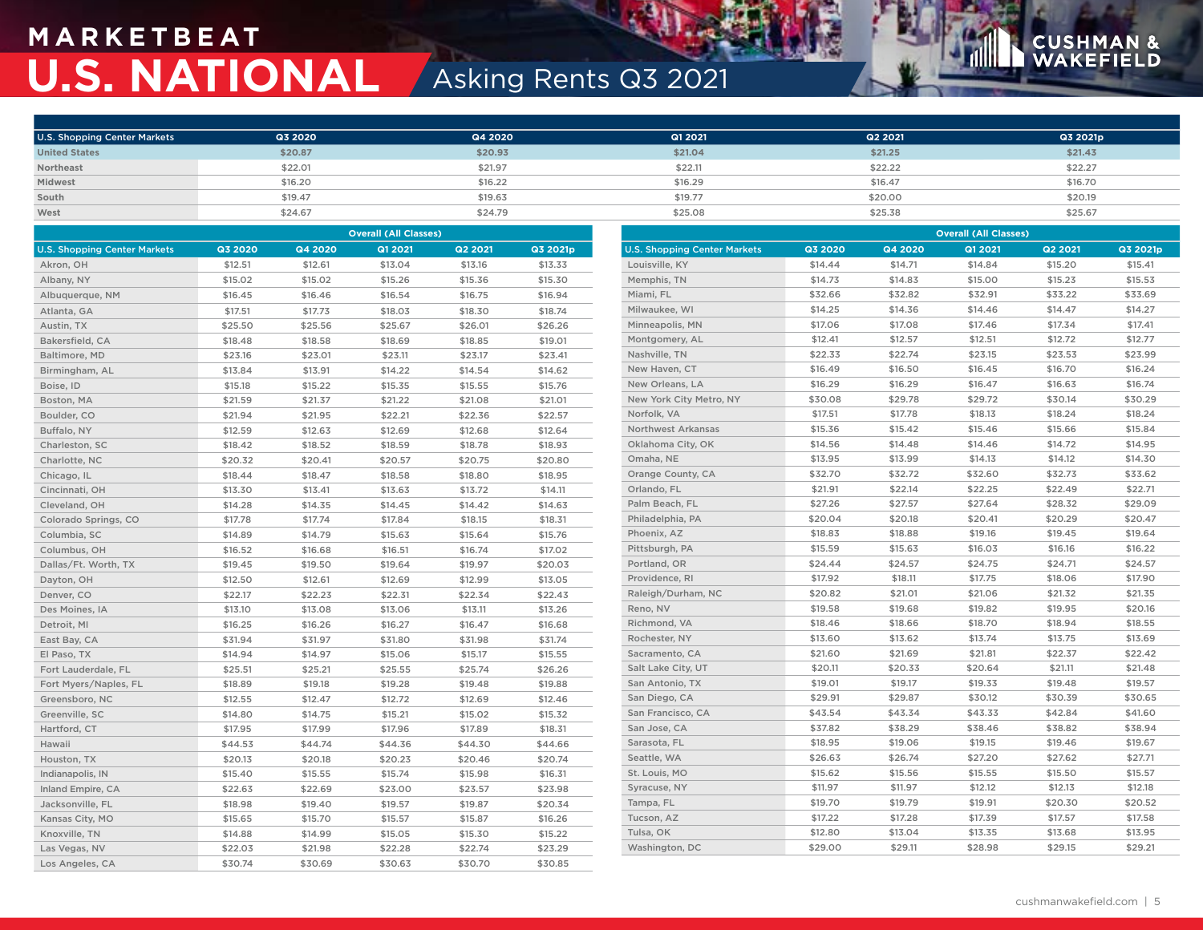# MARKETBEAT
# U.S. NATIONAL
## Asking Rents Q3 2021

| U.S. Shopping Center Markets | Q3 2020 | Q4 2020 | Q1 2021 | Q2 2021 | Q3 2021p |
|---|---|---|---|---|---|
| United States | $20.87 | $20.93 | $21.04 | $21.25 | $21.43 |
| Northeast | $22.01 | $21.97 | $22.11 | $22.22 | $22.27 |
| Midwest | $16.20 | $16.22 | $16.29 | $16.47 | $16.70 |
| South | $19.47 | $19.63 | $19.77 | $20.00 | $20.19 |
| West | $24.67 | $24.79 | $25.08 | $25.38 | $25.67 |

| | Overall (All Classes) | | | | |
|---|---|---|---|---|---|
| U.S. Shopping Center Markets | Q3 2020 | Q4 2020 | Q1 2021 | Q2 2021 | Q3 2021p |
| Akron, OH | $12.51 | $12.61 | $13.04 | $13.16 | $13.33 |
| Albany, NY | $15.02 | $15.02 | $15.26 | $15.36 | $15.30 |
| Albuquerque, NM | $16.45 | $16.46 | $16.54 | $16.75 | $16.94 |
| Atlanta, GA | $17.51 | $17.73 | $18.03 | $18.30 | $18.74 |
| Austin, TX | $25.50 | $25.56 | $25.67 | $26.01 | $26.26 |
| Bakersfield, CA | $18.48 | $18.58 | $18.69 | $18.85 | $19.01 |
| Baltimore, MD | $23.16 | $23.01 | $23.11 | $23.17 | $23.41 |
| Birmingham, AL | $13.84 | $13.91 | $14.22 | $14.54 | $14.62 |
| Boise, ID | $15.18 | $15.22 | $15.35 | $15.55 | $15.76 |
| Boston, MA | $21.59 | $21.37 | $21.22 | $21.08 | $21.01 |
| Boulder, CO | $21.94 | $21.95 | $22.21 | $22.36 | $22.57 |
| Buffalo, NY | $12.59 | $12.63 | $12.69 | $12.68 | $12.64 |
| Charleston, SC | $18.42 | $18.52 | $18.59 | $18.78 | $18.93 |
| Charlotte, NC | $20.32 | $20.41 | $20.57 | $20.75 | $20.80 |
| Chicago, IL | $18.44 | $18.47 | $18.58 | $18.80 | $18.95 |
| Cincinnati, OH | $13.30 | $13.41 | $13.63 | $13.72 | $14.11 |
| Cleveland, OH | $14.28 | $14.35 | $14.45 | $14.42 | $14.63 |
| Colorado Springs, CO | $17.78 | $17.74 | $17.84 | $18.15 | $18.31 |
| Columbia, SC | $14.89 | $14.79 | $15.63 | $15.64 | $15.76 |
| Columbus, OH | $16.52 | $16.68 | $16.51 | $16.74 | $17.02 |
| Dallas/Ft. Worth, TX | $19.45 | $19.50 | $19.64 | $19.97 | $20.03 |
| Dayton, OH | $12.50 | $12.61 | $12.69 | $12.99 | $13.05 |
| Denver, CO | $22.17 | $22.23 | $22.31 | $22.34 | $22.43 |
| Des Moines, IA | $13.10 | $13.08 | $13.06 | $13.11 | $13.26 |
| Detroit, MI | $16.25 | $16.26 | $16.27 | $16.47 | $16.68 |
| East Bay, CA | $31.94 | $31.97 | $31.80 | $31.98 | $31.74 |
| El Paso, TX | $14.94 | $14.97 | $15.06 | $15.17 | $15.55 |
| Fort Lauderdale, FL | $25.51 | $25.21 | $25.55 | $25.74 | $26.26 |
| Fort Myers/Naples, FL | $18.89 | $19.18 | $19.28 | $19.48 | $19.88 |
| Greensboro, NC | $12.55 | $12.47 | $12.72 | $12.69 | $12.46 |
| Greenville, SC | $14.80 | $14.75 | $15.21 | $15.02 | $15.32 |
| Hartford, CT | $17.95 | $17.99 | $17.96 | $17.89 | $18.31 |
| Hawaii | $44.53 | $44.74 | $44.36 | $44.30 | $44.66 |
| Houston, TX | $20.13 | $20.18 | $20.23 | $20.46 | $20.74 |
| Indianapolis, IN | $15.40 | $15.55 | $15.74 | $15.98 | $16.31 |
| Inland Empire, CA | $22.63 | $22.69 | $23.00 | $23.57 | $23.98 |
| Jacksonville, FL | $18.98 | $19.40 | $19.57 | $19.87 | $20.34 |
| Kansas City, MO | $15.65 | $15.70 | $15.57 | $15.87 | $16.26 |
| Knoxville, TN | $14.88 | $14.99 | $15.05 | $15.30 | $15.22 |
| Las Vegas, NV | $22.03 | $21.98 | $22.28 | $22.74 | $23.29 |
| Los Angeles, CA | $30.74 | $30.69 | $30.63 | $30.70 | $30.85 |
| Louisville, KY | $14.44 | $14.71 | $14.84 | $15.20 | $15.41 |
| Memphis, TN | $14.73 | $14.83 | $15.00 | $15.23 | $15.53 |
| Miami, FL | $32.66 | $32.82 | $32.91 | $33.22 | $33.69 |
| Milwaukee, WI | $14.25 | $14.36 | $14.46 | $14.47 | $14.27 |
| Minneapolis, MN | $17.06 | $17.08 | $17.46 | $17.34 | $17.41 |
| Montgomery, AL | $12.41 | $12.57 | $12.51 | $12.72 | $12.77 |
| Nashville, TN | $22.33 | $22.74 | $23.15 | $23.53 | $23.99 |
| New Haven, CT | $16.49 | $16.50 | $16.45 | $16.70 | $16.24 |
| New Orleans, LA | $16.29 | $16.29 | $16.47 | $16.63 | $16.74 |
| New York City Metro, NY | $30.08 | $29.78 | $29.72 | $30.14 | $30.29 |
| Norfolk, VA | $17.51 | $17.78 | $18.13 | $18.24 | $18.24 |
| Northwest Arkansas | $15.36 | $15.42 | $15.46 | $15.66 | $15.84 |
| Oklahoma City, OK | $14.56 | $14.48 | $14.46 | $14.72 | $14.95 |
| Omaha, NE | $13.95 | $13.99 | $14.13 | $14.12 | $14.30 |
| Orange County, CA | $32.70 | $32.72 | $32.60 | $32.73 | $33.62 |
| Orlando, FL | $21.91 | $22.14 | $22.25 | $22.49 | $22.71 |
| Palm Beach, FL | $27.26 | $27.57 | $27.64 | $28.32 | $29.09 |
| Philadelphia, PA | $20.04 | $20.18 | $20.41 | $20.29 | $20.47 |
| Phoenix, AZ | $18.83 | $18.88 | $19.16 | $19.45 | $19.64 |
| Pittsburgh, PA | $15.59 | $15.63 | $16.03 | $16.16 | $16.22 |
| Portland, OR | $24.44 | $24.57 | $24.75 | $24.71 | $24.57 |
| Providence, RI | $17.92 | $18.11 | $17.75 | $18.06 | $17.90 |
| Raleigh/Durham, NC | $20.82 | $21.01 | $21.06 | $21.32 | $21.35 |
| Reno, NV | $19.58 | $19.68 | $19.82 | $19.95 | $20.16 |
| Richmond, VA | $18.46 | $18.66 | $18.70 | $18.94 | $18.55 |
| Rochester, NY | $13.60 | $13.62 | $13.74 | $13.75 | $13.69 |
| Sacramento, CA | $21.60 | $21.69 | $21.81 | $22.37 | $22.42 |
| Salt Lake City, UT | $20.11 | $20.33 | $20.64 | $21.11 | $21.48 |
| San Antonio, TX | $19.01 | $19.17 | $19.33 | $19.48 | $19.57 |
| San Diego, CA | $29.91 | $29.87 | $30.12 | $30.39 | $30.65 |
| San Francisco, CA | $43.54 | $43.34 | $43.33 | $42.84 | $41.60 |
| San Jose, CA | $37.82 | $38.29 | $38.46 | $38.82 | $38.94 |
| Sarasota, FL | $18.95 | $19.06 | $19.15 | $19.46 | $19.67 |
| Seattle, WA | $26.63 | $26.74 | $27.20 | $27.62 | $27.71 |
| St. Louis, MO | $15.62 | $15.56 | $15.55 | $15.50 | $15.57 |
| Syracuse, NY | $11.97 | $11.97 | $12.12 | $12.13 | $12.18 |
| Tampa, FL | $19.70 | $19.79 | $19.91 | $20.30 | $20.52 |
| Tucson, AZ | $17.22 | $17.28 | $17.39 | $17.57 | $17.58 |
| Tulsa, OK | $12.80 | $13.04 | $13.35 | $13.68 | $13.95 |
| Washington, DC | $29.00 | $29.11 | $28.98 | $29.15 | $29.21 |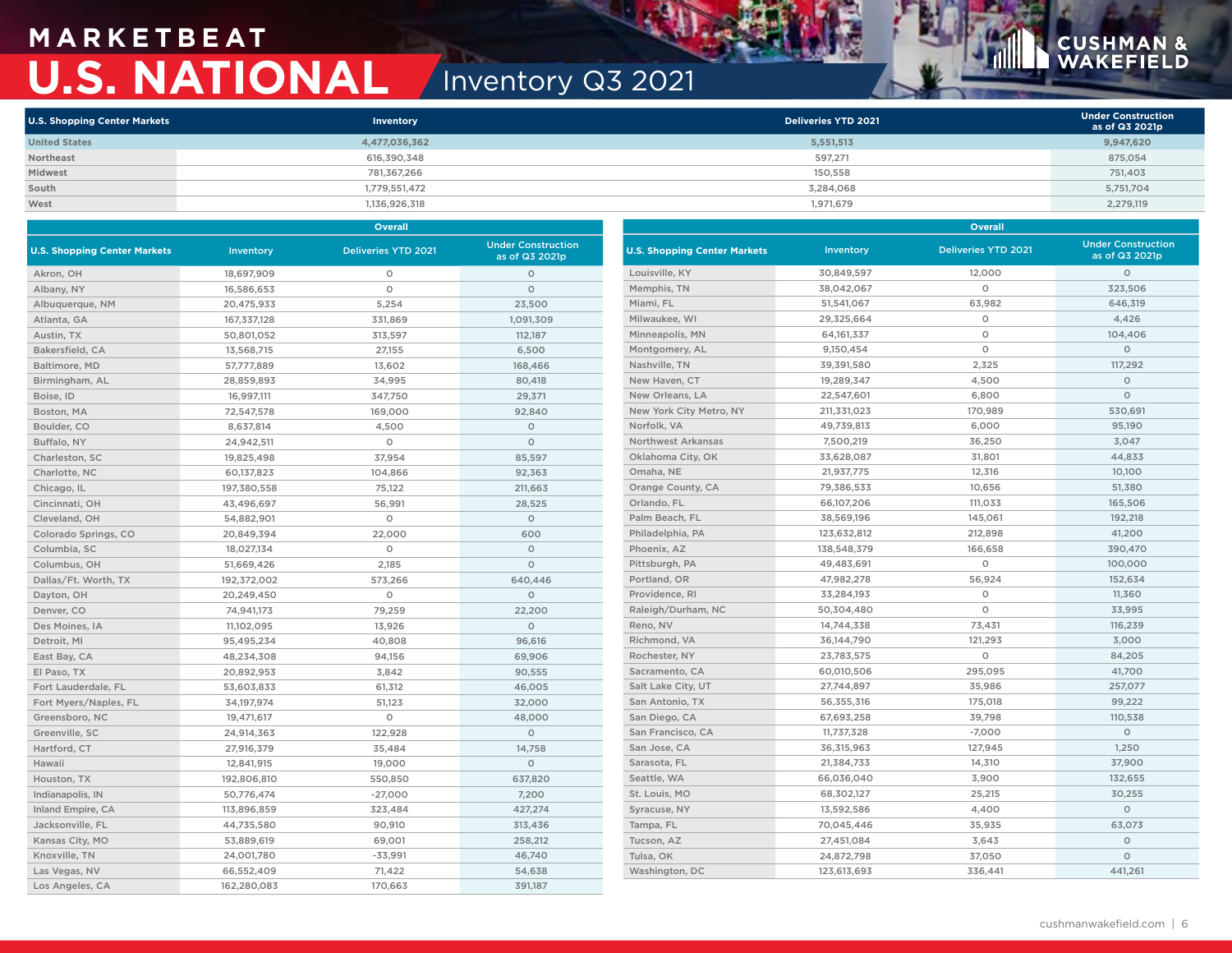# MARKETBEAT

# U.S. NATIONAL

## Inventory Q3 2021

| U.S. Shopping Center Markets | Inventory | Deliveries YTD 2021 | Under Construction as of Q3 2021p |
|---|---|---|---|
| United States | 4,477,036,362 | 5,551,513 | 9,947,620 |
| Northeast | 616,390,348 | 597,271 | 875,054 |
| Midwest | 781,367,266 | 150,558 | 751,403 |
| South | 1,779,551,472 | 3,284,068 | 5,751,704 |
| West | 1,136,926,318 | 1,971,679 | 2,279,119 |

| | Overall | | |
|---|---|---|---|
| U.S. Shopping Center Markets | Inventory | Deliveries YTD 2021 | Under Construction as of Q3 2021p |
| Akron, OH | 18,697,909 | 0 | 0 |
| Albany, NY | 16,586,653 | 0 | 0 |
| Albuquerque, NM | 20,475,933 | 5,254 | 23,500 |
| Atlanta, GA | 167,337,128 | 331,869 | 1,091,309 |
| Austin, TX | 50,801,052 | 313,597 | 112,187 |
| Bakersfield, CA | 13,568,715 | 27,155 | 6,500 |
| Baltimore, MD | 57,777,889 | 13,602 | 168,466 |
| Birmingham, AL | 28,859,893 | 34,995 | 80,418 |
| Boise, ID | 16,997,111 | 347,750 | 29,371 |
| Boston, MA | 72,547,578 | 169,000 | 92,840 |
| Boulder, CO | 8,637,814 | 4,500 | 0 |
| Buffalo, NY | 24,942,511 | 0 | 0 |
| Charleston, SC | 19,825,498 | 37,954 | 85,597 |
| Charlotte, NC | 60,137,823 | 104,866 | 92,363 |
| Chicago, IL | 197,380,558 | 75,122 | 211,663 |
| Cincinnati, OH | 43,496,697 | 56,991 | 28,525 |
| Cleveland, OH | 54,882,901 | 0 | 0 |
| Colorado Springs, CO | 20,849,394 | 22,000 | 600 |
| Columbia, SC | 18,027,134 | 0 | 0 |
| Columbus, OH | 51,669,426 | 2,185 | 0 |
| Dallas/Ft. Worth, TX | 192,372,002 | 573,266 | 640,446 |
| Dayton, OH | 20,249,450 | 0 | 0 |
| Denver, CO | 74,941,173 | 79,259 | 22,200 |
| Des Moines, IA | 11,102,095 | 13,926 | 0 |
| Detroit, MI | 95,495,234 | 40,808 | 96,616 |
| East Bay, CA | 48,234,308 | 94,156 | 69,906 |
| El Paso, TX | 20,892,953 | 3,842 | 90,555 |
| Fort Lauderdale, FL | 53,603,833 | 61,312 | 46,005 |
| Fort Myers/Naples, FL | 34,197,974 | 51,123 | 32,000 |
| Greensboro, NC | 19,471,617 | 0 | 48,000 |
| Greenville, SC | 24,914,363 | 122,928 | 0 |
| Hartford, CT | 27,916,379 | 35,484 | 14,758 |
| Hawaii | 12,841,915 | 19,000 | 0 |
| Houston, TX | 192,806,810 | 550,850 | 637,820 |
| Indianapolis, IN | 50,776,474 | -27,000 | 7,200 |
| Inland Empire, CA | 113,896,859 | 323,484 | 427,274 |
| Jacksonville, FL | 44,735,580 | 90,910 | 313,436 |
| Kansas City, MO | 53,889,619 | 69,001 | 258,212 |
| Knoxville, TN | 24,001,780 | -33,991 | 46,740 |
| Las Vegas, NV | 66,552,409 | 71,422 | 54,638 |
| Los Angeles, CA | 162,280,083 | 170,663 | 391,187 |
| Louisville, KY | 30,849,597 | 12,000 | 0 |
| Memphis, TN | 38,042,067 | 0 | 323,506 |
| Miami, FL | 51,541,067 | 63,982 | 646,319 |
| Milwaukee, WI | 29,325,664 | 0 | 4,426 |
| Minneapolis, MN | 64,161,337 | 0 | 104,406 |
| Montgomery, AL | 9,150,454 | 0 | 0 |
| Nashville, TN | 39,391,580 | 2,325 | 117,292 |
| New Haven, CT | 19,289,347 | 4,500 | 0 |
| New Orleans, LA | 22,547,601 | 6,800 | 0 |
| New York City Metro, NY | 211,331,023 | 170,989 | 530,691 |
| Norfolk, VA | 49,739,813 | 6,000 | 95,190 |
| Northwest Arkansas | 7,500,219 | 36,250 | 3,047 |
| Oklahoma City, OK | 33,628,087 | 31,801 | 44,833 |
| Omaha, NE | 21,937,775 | 12,316 | 10,100 |
| Orange County, CA | 79,386,533 | 10,656 | 51,380 |
| Orlando, FL | 66,107,206 | 111,033 | 165,506 |
| Palm Beach, FL | 38,569,196 | 145,061 | 192,218 |
| Philadelphia, PA | 123,632,812 | 212,898 | 41,200 |
| Phoenix, AZ | 138,548,379 | 166,658 | 390,470 |
| Pittsburgh, PA | 49,483,691 | 0 | 100,000 |
| Portland, OR | 47,982,278 | 56,924 | 152,634 |
| Providence, RI | 33,284,193 | 0 | 11,360 |
| Raleigh/Durham, NC | 50,304,480 | 0 | 33,995 |
| Reno, NV | 14,744,338 | 73,431 | 116,239 |
| Richmond, VA | 36,144,790 | 121,293 | 3,000 |
| Rochester, NY | 23,783,575 | 0 | 84,205 |
| Sacramento, CA | 60,010,506 | 295,095 | 41,700 |
| Salt Lake City, UT | 27,744,897 | 35,986 | 257,077 |
| San Antonio, TX | 56,355,316 | 175,018 | 99,222 |
| San Diego, CA | 67,693,258 | 39,798 | 110,538 |
| San Francisco, CA | 11,737,328 | -7,000 | 0 |
| San Jose, CA | 36,315,963 | 127,945 | 1,250 |
| Sarasota, FL | 21,384,733 | 14,310 | 37,900 |
| Seattle, WA | 66,036,040 | 3,900 | 132,655 |
| St. Louis, MO | 68,302,127 | 25,215 | 30,255 |
| Syracuse, NY | 13,592,586 | 4,400 | 0 |
| Tampa, FL | 70,045,446 | 35,935 | 63,073 |
| Tucson, AZ | 27,451,084 | 3,643 | 0 |
| Tulsa, OK | 24,872,798 | 37,050 | 0 |
| Washington, DC | 123,613,693 | 336,441 | 441,261 |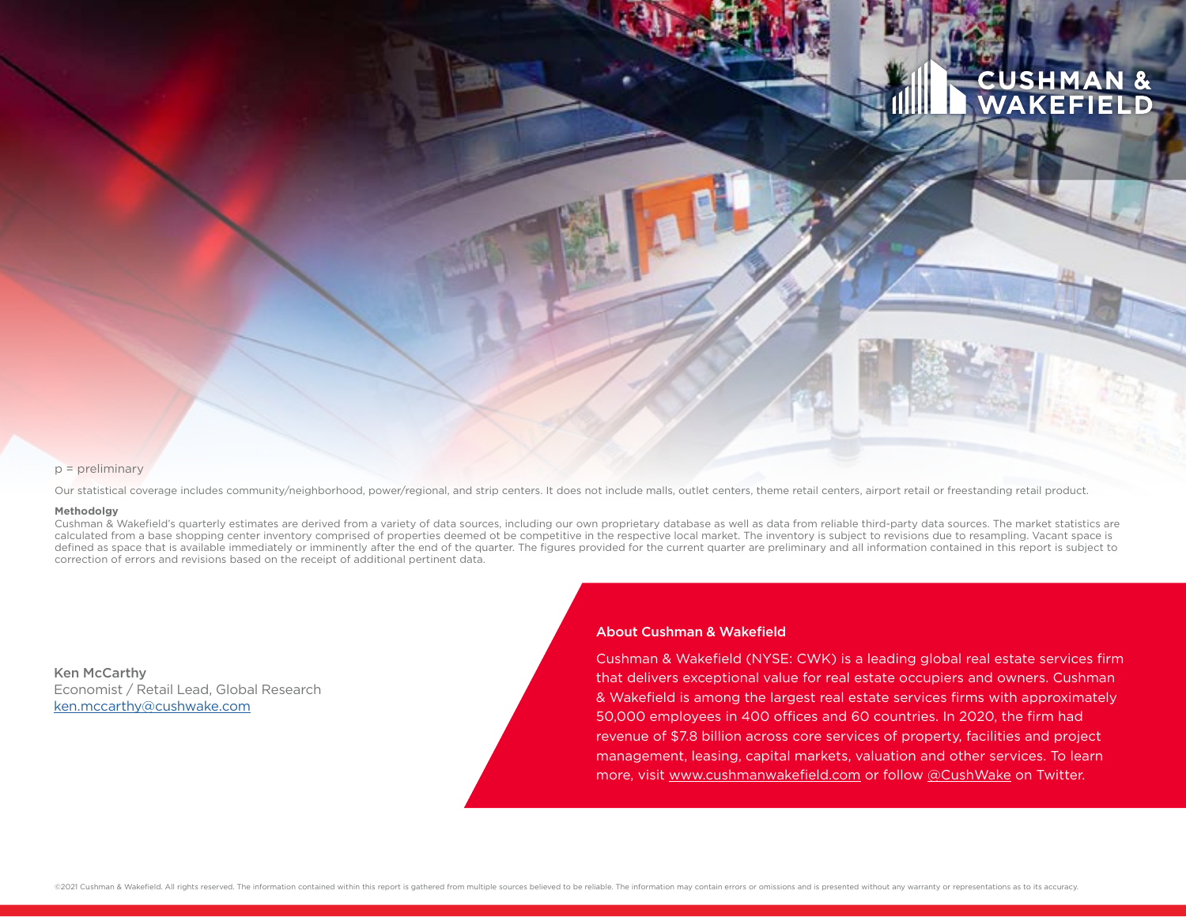p = preliminary

Our statistical coverage includes community/neighborhood, power/regional, and strip centers. It does not include malls, outlet centers, theme retail centers, airport retail or freestanding retail product.

**Methodolgy**

Cushman & Wakefield's quarterly estimates are derived from a variety of data sources, including our own proprietary database as well as data from reliable third-party data sources. The market statistics are calculated from a base shopping center inventory comprised of properties deemed ot be competitive in the respective local market. The inventory is subject to revisions due to resampling. Vacant space is defined as space that is available immediately or imminently after the end of the quarter. The figures provided for the current quarter are preliminary and all information contained in this report is subject to correction of errors and revisions based on the receipt of additional pertinent data.

**Ken McCarthy**
Economist / Retail Lead, Global Research
ken.mccarthy@cushwake.com

### About Cushman & Wakefield

Cushman & Wakefield (NYSE: CWK) is a leading global real estate services firm that delivers exceptional value for real estate occupiers and owners. Cushman & Wakefield is among the largest real estate services firms with approximately 50,000 employees in 400 offices and 60 countries. In 2020, the firm had revenue of $7.8 billion across core services of property, facilities and project management, leasing, capital markets, valuation and other services. To learn more, visit www.cushmanwakefield.com or follow @CushWake on Twitter.

©2021 Cushman & Wakefield. All rights reserved. The information contained within this report is gathered from multiple sources believed to be reliable. The information may contain errors or omissions and is presented without any warranty or representations as to its accuracy.